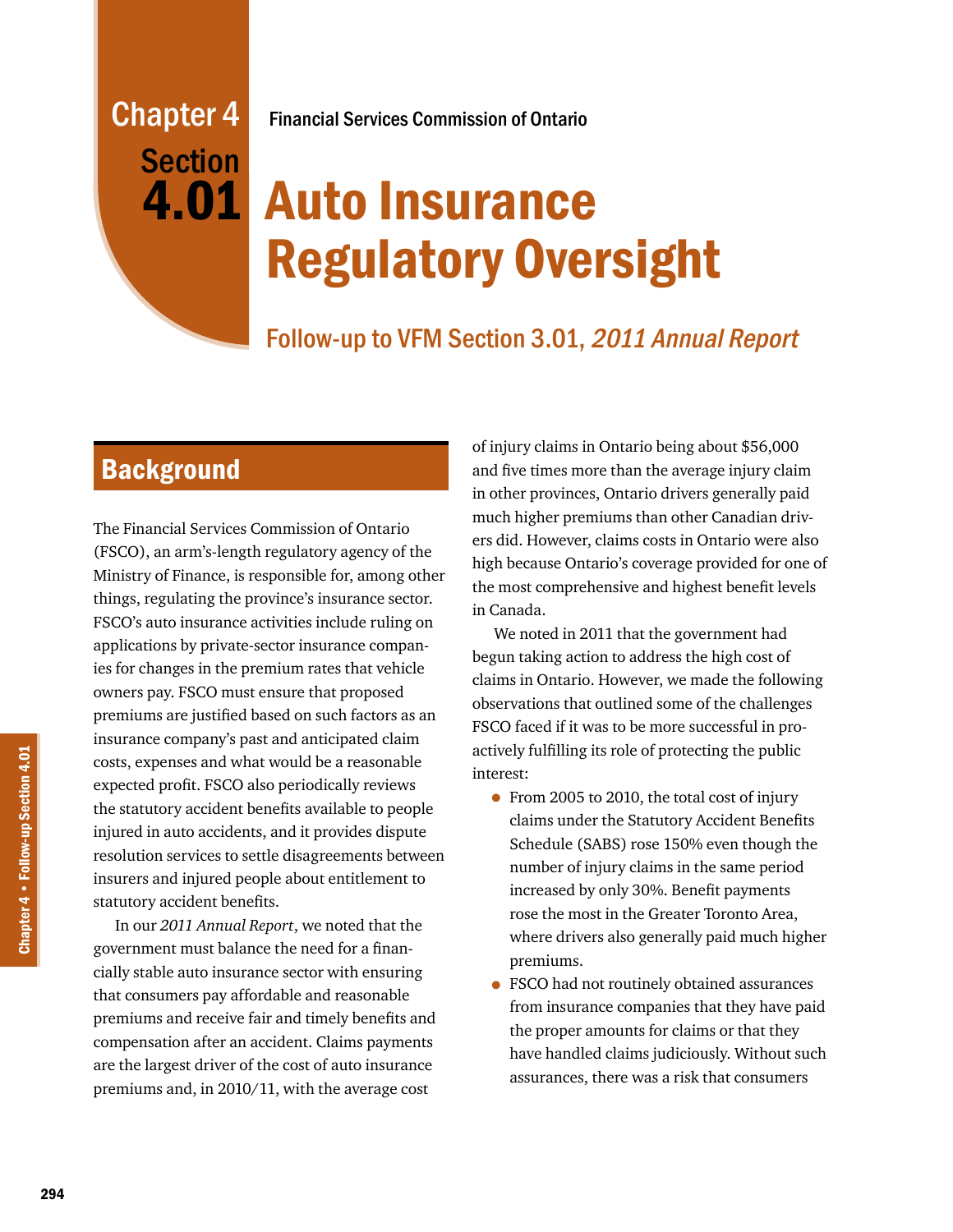Chapter 4

Financial Services Commission of Ontario

Section 4.01

# Auto Insurance Regulatory Oversight

Follow-up to VFM Section 3.01, *2011 Annual Report*

## Background

The Financial Services Commission of Ontario (FSCO), an arm's-length regulatory agency of the Ministry of Finance, is responsible for, among other things, regulating the province's insurance sector. FSCO's auto insurance activities include ruling on applications by private-sector insurance companies for changes in the premium rates that vehicle owners pay. FSCO must ensure that proposed premiums are justified based on such factors as an insurance company's past and anticipated claim costs, expenses and what would be a reasonable expected profit. FSCO also periodically reviews the statutory accident benefits available to people injured in auto accidents, and it provides dispute resolution services to settle disagreements between insurers and injured people about entitlement to statutory accident benefits.

In our *2011 Annual Report*, we noted that the government must balance the need for a financially stable auto insurance sector with ensuring that consumers pay affordable and reasonable premiums and receive fair and timely benefits and compensation after an accident. Claims payments are the largest driver of the cost of auto insurance premiums and, in 2010/11, with the average cost of injury claims in Ontario being about $56,000 and five times more than the average injury claim in other provinces, Ontario drivers generally paid much higher premiums than other Canadian drivers did. However, claims costs in Ontario were also high because Ontario's coverage provided for one of the most comprehensive and highest benefit levels in Canada.

We noted in 2011 that the government had begun taking action to address the high cost of claims in Ontario. However, we made the following observations that outlined some of the challenges FSCO faced if it was to be more successful in proactively fulfilling its role of protecting the public interest:

- From 2005 to 2010, the total cost of injury claims under the Statutory Accident Benefits Schedule (SABS) rose 150% even though the number of injury claims in the same period increased by only 30%. Benefit payments rose the most in the Greater Toronto Area, where drivers also generally paid much higher premiums.
- FSCO had not routinely obtained assurances from insurance companies that they have paid the proper amounts for claims or that they have handled claims judiciously. Without such assurances, there was a risk that consumers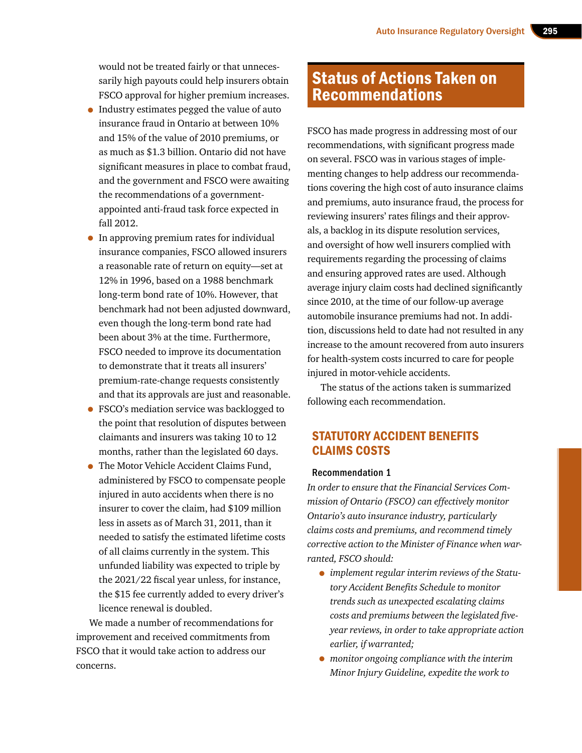would not be treated fairly or that unnecessarily high payouts could help insurers obtain FSCO approval for higher premium increases.

- Industry estimates pegged the value of auto insurance fraud in Ontario at between 10% and 15% of the value of 2010 premiums, or as much as $1.3 billion. Ontario did not have significant measures in place to combat fraud, and the government and FSCO were awaiting the recommendations of a government-appointed anti-fraud task force expected in fall 2012.
- In approving premium rates for individual insurance companies, FSCO allowed insurers a reasonable rate of return on equity—set at 12% in 1996, based on a 1988 benchmark long-term bond rate of 10%. However, that benchmark had not been adjusted downward, even though the long-term bond rate had been about 3% at the time. Furthermore, FSCO needed to improve its documentation to demonstrate that it treats all insurers' premium-rate-change requests consistently and that its approvals are just and reasonable.
- FSCO's mediation service was backlogged to the point that resolution of disputes between claimants and insurers was taking 10 to 12 months, rather than the legislated 60 days.
- The Motor Vehicle Accident Claims Fund, administered by FSCO to compensate people injured in auto accidents when there is no insurer to cover the claim, had $109 million less in assets as of March 31, 2011, than it needed to satisfy the estimated lifetime costs of all claims currently in the system. This unfunded liability was expected to triple by the 2021/22 fiscal year unless, for instance, the $15 fee currently added to every driver's licence renewal is doubled.

We made a number of recommendations for improvement and received commitments from FSCO that it would take action to address our concerns.

# Status of Actions Taken on Recommendations

FSCO has made progress in addressing most of our recommendations, with significant progress made on several. FSCO was in various stages of implementing changes to help address our recommendations covering the high cost of auto insurance claims and premiums, auto insurance fraud, the process for reviewing insurers' rates filings and their approvals, a backlog in its dispute resolution services, and oversight of how well insurers complied with requirements regarding the processing of claims and ensuring approved rates are used. Although average injury claim costs had declined significantly since 2010, at the time of our follow-up average automobile insurance premiums had not. In addition, discussions held to date had not resulted in any increase to the amount recovered from auto insurers for health-system costs incurred to care for people injured in motor-vehicle accidents.

The status of the actions taken is summarized following each recommendation.

## STATUTORY ACCIDENT BENEFITS CLAIMS COSTS

### Recommendation 1

*In order to ensure that the Financial Services Commission of Ontario (FSCO) can effectively monitor Ontario's auto insurance industry, particularly claims costs and premiums, and recommend timely corrective action to the Minister of Finance when warranted, FSCO should:*

- *implement regular interim reviews of the Statutory Accident Benefits Schedule to monitor trends such as unexpected escalating claims costs and premiums between the legislated five-year reviews, in order to take appropriate action earlier, if warranted;*
- *monitor ongoing compliance with the interim Minor Injury Guideline, expedite the work to*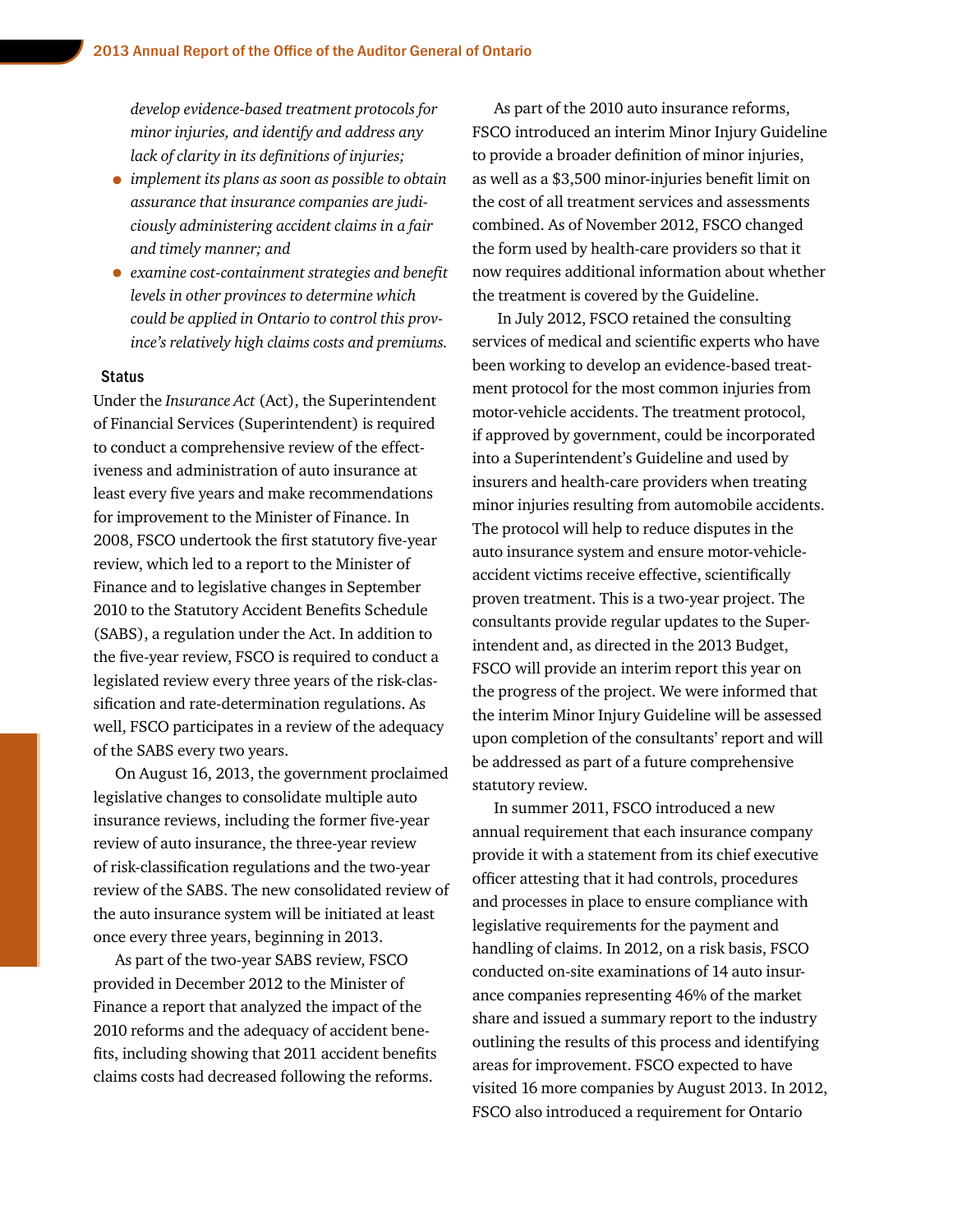*develop evidence-based treatment protocols for minor injuries, and identify and address any lack of clarity in its definitions of injuries;*

- *implement its plans as soon as possible to obtain assurance that insurance companies are judiciously administering accident claims in a fair and timely manner; and*
- *examine cost-containment strategies and benefit levels in other provinces to determine which could be applied in Ontario to control this province's relatively high claims costs and premiums.*

### Status

Under the *Insurance Act* (Act), the Superintendent of Financial Services (Superintendent) is required to conduct a comprehensive review of the effectiveness and administration of auto insurance at least every five years and make recommendations for improvement to the Minister of Finance. In 2008, FSCO undertook the first statutory five-year review, which led to a report to the Minister of Finance and to legislative changes in September 2010 to the Statutory Accident Benefits Schedule (SABS), a regulation under the Act. In addition to the five-year review, FSCO is required to conduct a legislated review every three years of the risk-classification and rate-determination regulations. As well, FSCO participates in a review of the adequacy of the SABS every two years.

On August 16, 2013, the government proclaimed legislative changes to consolidate multiple auto insurance reviews, including the former five-year review of auto insurance, the three-year review of risk-classification regulations and the two-year review of the SABS. The new consolidated review of the auto insurance system will be initiated at least once every three years, beginning in 2013.

As part of the two-year SABS review, FSCO provided in December 2012 to the Minister of Finance a report that analyzed the impact of the 2010 reforms and the adequacy of accident benefits, including showing that 2011 accident benefits claims costs had decreased following the reforms.

As part of the 2010 auto insurance reforms, FSCO introduced an interim Minor Injury Guideline to provide a broader definition of minor injuries, as well as a $3,500 minor-injuries benefit limit on the cost of all treatment services and assessments combined. As of November 2012, FSCO changed the form used by health-care providers so that it now requires additional information about whether the treatment is covered by the Guideline.

In July 2012, FSCO retained the consulting services of medical and scientific experts who have been working to develop an evidence-based treatment protocol for the most common injuries from motor-vehicle accidents. The treatment protocol, if approved by government, could be incorporated into a Superintendent's Guideline and used by insurers and health-care providers when treating minor injuries resulting from automobile accidents. The protocol will help to reduce disputes in the auto insurance system and ensure motor-vehicle-accident victims receive effective, scientifically proven treatment. This is a two-year project. The consultants provide regular updates to the Superintendent and, as directed in the 2013 Budget, FSCO will provide an interim report this year on the progress of the project. We were informed that the interim Minor Injury Guideline will be assessed upon completion of the consultants' report and will be addressed as part of a future comprehensive statutory review.

In summer 2011, FSCO introduced a new annual requirement that each insurance company provide it with a statement from its chief executive officer attesting that it had controls, procedures and processes in place to ensure compliance with legislative requirements for the payment and handling of claims. In 2012, on a risk basis, FSCO conducted on-site examinations of 14 auto insurance companies representing 46% of the market share and issued a summary report to the industry outlining the results of this process and identifying areas for improvement. FSCO expected to have visited 16 more companies by August 2013. In 2012, FSCO also introduced a requirement for Ontario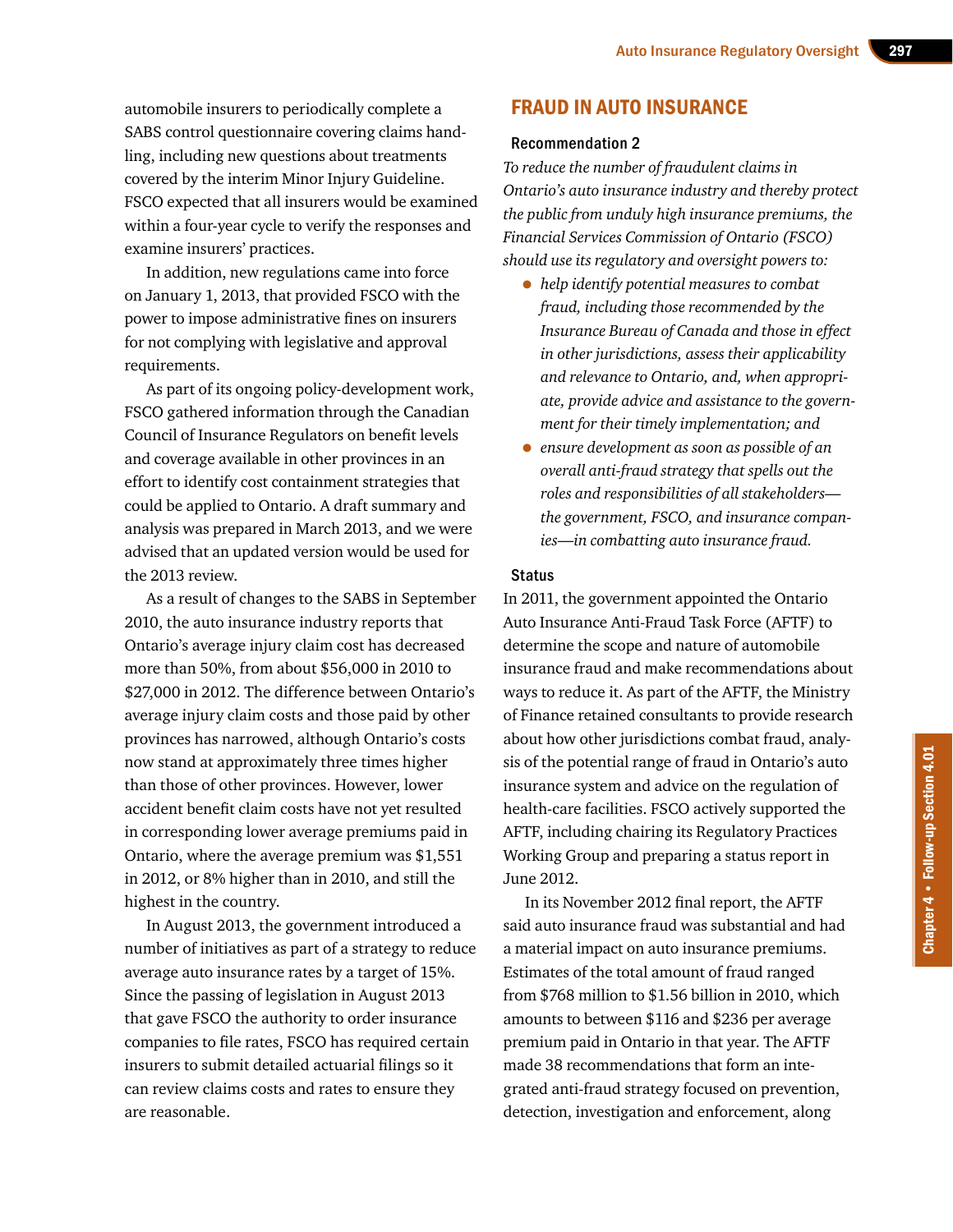automobile insurers to periodically complete a SABS control questionnaire covering claims handling, including new questions about treatments covered by the interim Minor Injury Guideline. FSCO expected that all insurers would be examined within a four-year cycle to verify the responses and examine insurers' practices.

In addition, new regulations came into force on January 1, 2013, that provided FSCO with the power to impose administrative fines on insurers for not complying with legislative and approval requirements.

As part of its ongoing policy-development work, FSCO gathered information through the Canadian Council of Insurance Regulators on benefit levels and coverage available in other provinces in an effort to identify cost containment strategies that could be applied to Ontario. A draft summary and analysis was prepared in March 2013, and we were advised that an updated version would be used for the 2013 review.

As a result of changes to the SABS in September 2010, the auto insurance industry reports that Ontario's average injury claim cost has decreased more than 50%, from about $56,000 in 2010 to $27,000 in 2012. The difference between Ontario's average injury claim costs and those paid by other provinces has narrowed, although Ontario's costs now stand at approximately three times higher than those of other provinces. However, lower accident benefit claim costs have not yet resulted in corresponding lower average premiums paid in Ontario, where the average premium was $1,551 in 2012, or 8% higher than in 2010, and still the highest in the country.

In August 2013, the government introduced a number of initiatives as part of a strategy to reduce average auto insurance rates by a target of 15%. Since the passing of legislation in August 2013 that gave FSCO the authority to order insurance companies to file rates, FSCO has required certain insurers to submit detailed actuarial filings so it can review claims costs and rates to ensure they are reasonable.

## FRAUD IN AUTO INSURANCE

### Recommendation 2

*To reduce the number of fraudulent claims in Ontario's auto insurance industry and thereby protect the public from unduly high insurance premiums, the Financial Services Commission of Ontario (FSCO) should use its regulatory and oversight powers to:*

- *help identify potential measures to combat fraud, including those recommended by the Insurance Bureau of Canada and those in effect in other jurisdictions, assess their applicability and relevance to Ontario, and, when appropriate, provide advice and assistance to the government for their timely implementation; and*
- *ensure development as soon as possible of an overall anti-fraud strategy that spells out the roles and responsibilities of all stakeholders—the government, FSCO, and insurance companies—in combatting auto insurance fraud.*

### Status

In 2011, the government appointed the Ontario Auto Insurance Anti-Fraud Task Force (AFTF) to determine the scope and nature of automobile insurance fraud and make recommendations about ways to reduce it. As part of the AFTF, the Ministry of Finance retained consultants to provide research about how other jurisdictions combat fraud, analysis of the potential range of fraud in Ontario's auto insurance system and advice on the regulation of health-care facilities. FSCO actively supported the AFTF, including chairing its Regulatory Practices Working Group and preparing a status report in June 2012.

In its November 2012 final report, the AFTF said auto insurance fraud was substantial and had a material impact on auto insurance premiums. Estimates of the total amount of fraud ranged from $768 million to $1.56 billion in 2010, which amounts to between $116 and $236 per average premium paid in Ontario in that year. The AFTF made 38 recommendations that form an integrated anti-fraud strategy focused on prevention, detection, investigation and enforcement, along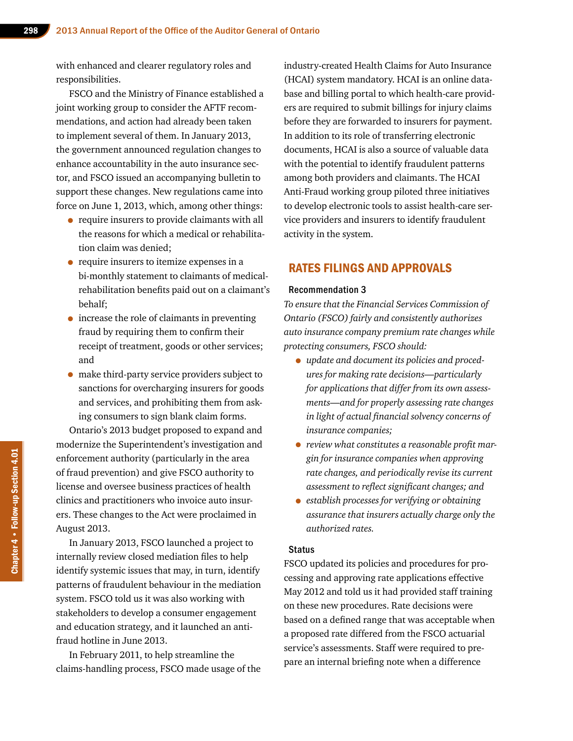with enhanced and clearer regulatory roles and responsibilities.

FSCO and the Ministry of Finance established a joint working group to consider the AFTF recommendations, and action had already been taken to implement several of them. In January 2013, the government announced regulation changes to enhance accountability in the auto insurance sector, and FSCO issued an accompanying bulletin to support these changes. New regulations came into force on June 1, 2013, which, among other things:

- require insurers to provide claimants with all the reasons for which a medical or rehabilitation claim was denied;
- require insurers to itemize expenses in a bi-monthly statement to claimants of medical-rehabilitation benefits paid out on a claimant's behalf;
- increase the role of claimants in preventing fraud by requiring them to confirm their receipt of treatment, goods or other services; and
- make third-party service providers subject to sanctions for overcharging insurers for goods and services, and prohibiting them from asking consumers to sign blank claim forms.

Ontario's 2013 budget proposed to expand and modernize the Superintendent's investigation and enforcement authority (particularly in the area of fraud prevention) and give FSCO authority to license and oversee business practices of health clinics and practitioners who invoice auto insurers. These changes to the Act were proclaimed in August 2013.

In January 2013, FSCO launched a project to internally review closed mediation files to help identify systemic issues that may, in turn, identify patterns of fraudulent behaviour in the mediation system. FSCO told us it was also working with stakeholders to develop a consumer engagement and education strategy, and it launched an anti-fraud hotline in June 2013.

In February 2011, to help streamline the claims-handling process, FSCO made usage of the industry-created Health Claims for Auto Insurance (HCAI) system mandatory. HCAI is an online database and billing portal to which health-care providers are required to submit billings for injury claims before they are forwarded to insurers for payment. In addition to its role of transferring electronic documents, HCAI is also a source of valuable data with the potential to identify fraudulent patterns among both providers and claimants. The HCAI Anti-Fraud working group piloted three initiatives to develop electronic tools to assist health-care service providers and insurers to identify fraudulent activity in the system.

## RATES FILINGS AND APPROVALS

### Recommendation 3

*To ensure that the Financial Services Commission of Ontario (FSCO) fairly and consistently authorizes auto insurance company premium rate changes while protecting consumers, FSCO should:*

- *update and document its policies and procedures for making rate decisions—particularly for applications that differ from its own assessments—and for properly assessing rate changes in light of actual financial solvency concerns of insurance companies;*
- *review what constitutes a reasonable profit margin for insurance companies when approving rate changes, and periodically revise its current assessment to reflect significant changes; and*
- *establish processes for verifying or obtaining assurance that insurers actually charge only the authorized rates.*

### Status

FSCO updated its policies and procedures for processing and approving rate applications effective May 2012 and told us it had provided staff training on these new procedures. Rate decisions were based on a defined range that was acceptable when a proposed rate differed from the FSCO actuarial service's assessments. Staff were required to prepare an internal briefing note when a difference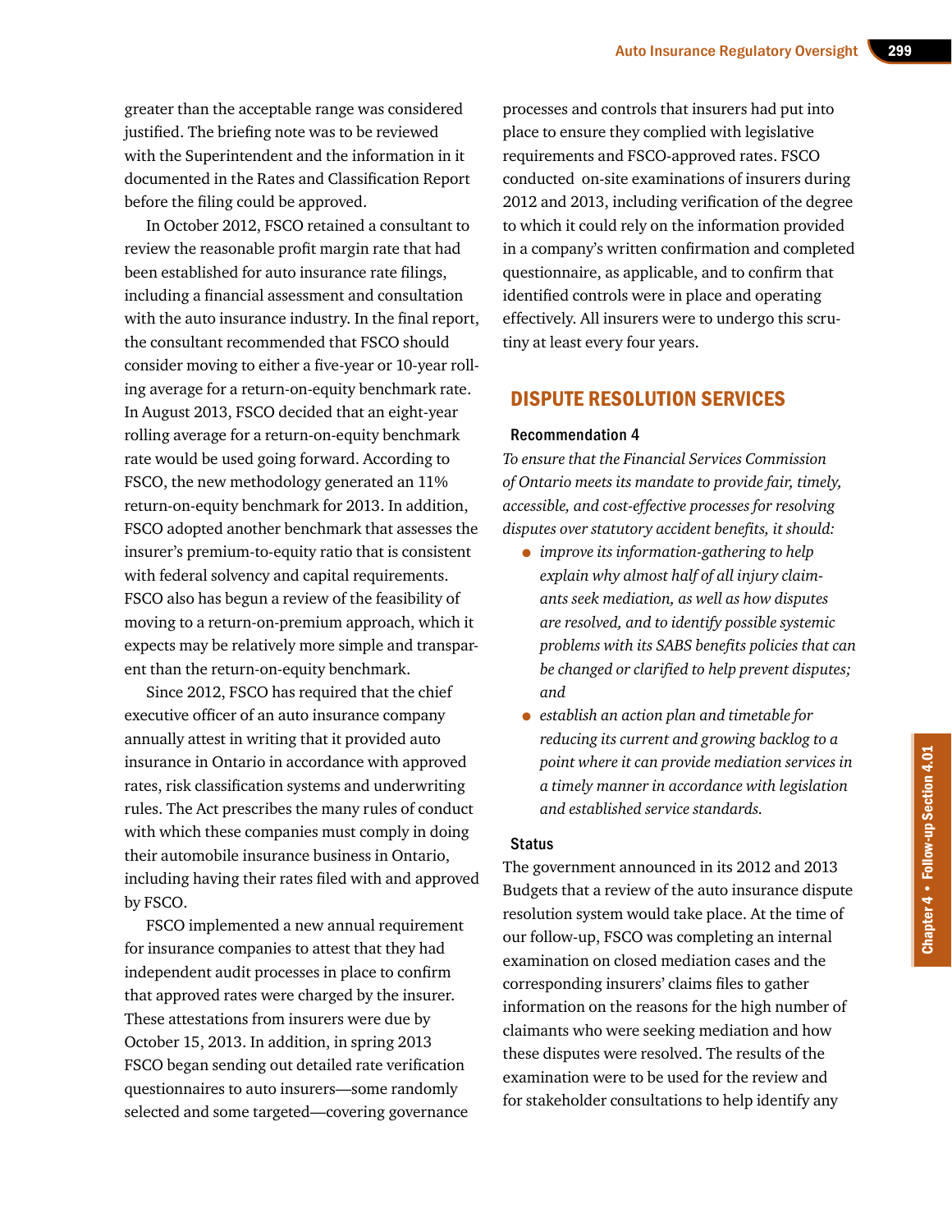greater than the acceptable range was considered justified. The briefing note was to be reviewed with the Superintendent and the information in it documented in the Rates and Classification Report before the filing could be approved.

In October 2012, FSCO retained a consultant to review the reasonable profit margin rate that had been established for auto insurance rate filings, including a financial assessment and consultation with the auto insurance industry. In the final report, the consultant recommended that FSCO should consider moving to either a five-year or 10-year rolling average for a return-on-equity benchmark rate. In August 2013, FSCO decided that an eight-year rolling average for a return-on-equity benchmark rate would be used going forward. According to FSCO, the new methodology generated an 11% return-on-equity benchmark for 2013. In addition, FSCO adopted another benchmark that assesses the insurer's premium-to-equity ratio that is consistent with federal solvency and capital requirements. FSCO also has begun a review of the feasibility of moving to a return-on-premium approach, which it expects may be relatively more simple and transparent than the return-on-equity benchmark.

Since 2012, FSCO has required that the chief executive officer of an auto insurance company annually attest in writing that it provided auto insurance in Ontario in accordance with approved rates, risk classification systems and underwriting rules. The Act prescribes the many rules of conduct with which these companies must comply in doing their automobile insurance business in Ontario, including having their rates filed with and approved by FSCO.

FSCO implemented a new annual requirement for insurance companies to attest that they had independent audit processes in place to confirm that approved rates were charged by the insurer. These attestations from insurers were due by October 15, 2013. In addition, in spring 2013 FSCO began sending out detailed rate verification questionnaires to auto insurers—some randomly selected and some targeted—covering governance processes and controls that insurers had put into place to ensure they complied with legislative requirements and FSCO-approved rates. FSCO conducted on-site examinations of insurers during 2012 and 2013, including verification of the degree to which it could rely on the information provided in a company's written confirmation and completed questionnaire, as applicable, and to confirm that identified controls were in place and operating effectively. All insurers were to undergo this scrutiny at least every four years.

## DISPUTE RESOLUTION SERVICES

### Recommendation 4

*To ensure that the Financial Services Commission of Ontario meets its mandate to provide fair, timely, accessible, and cost-effective processes for resolving disputes over statutory accident benefits, it should:*

- *improve its information-gathering to help explain why almost half of all injury claimants seek mediation, as well as how disputes are resolved, and to identify possible systemic problems with its SABS benefits policies that can be changed or clarified to help prevent disputes; and*
- *establish an action plan and timetable for reducing its current and growing backlog to a point where it can provide mediation services in a timely manner in accordance with legislation and established service standards.*

### Status

The government announced in its 2012 and 2013 Budgets that a review of the auto insurance dispute resolution system would take place. At the time of our follow-up, FSCO was completing an internal examination on closed mediation cases and the corresponding insurers' claims files to gather information on the reasons for the high number of claimants who were seeking mediation and how these disputes were resolved. The results of the examination were to be used for the review and for stakeholder consultations to help identify any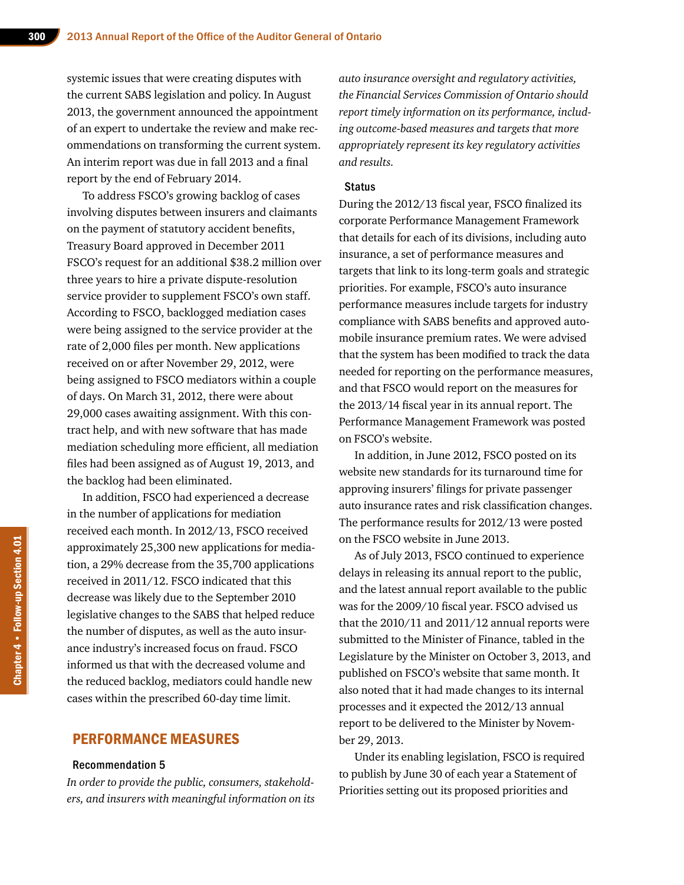systemic issues that were creating disputes with the current SABS legislation and policy. In August 2013, the government announced the appointment of an expert to undertake the review and make recommendations on transforming the current system. An interim report was due in fall 2013 and a final report by the end of February 2014.

To address FSCO's growing backlog of cases involving disputes between insurers and claimants on the payment of statutory accident benefits, Treasury Board approved in December 2011 FSCO's request for an additional $38.2 million over three years to hire a private dispute-resolution service provider to supplement FSCO's own staff. According to FSCO, backlogged mediation cases were being assigned to the service provider at the rate of 2,000 files per month. New applications received on or after November 29, 2012, were being assigned to FSCO mediators within a couple of days. On March 31, 2012, there were about 29,000 cases awaiting assignment. With this contract help, and with new software that has made mediation scheduling more efficient, all mediation files had been assigned as of August 19, 2013, and the backlog had been eliminated.

In addition, FSCO had experienced a decrease in the number of applications for mediation received each month. In 2012/13, FSCO received approximately 25,300 new applications for mediation, a 29% decrease from the 35,700 applications received in 2011/12. FSCO indicated that this decrease was likely due to the September 2010 legislative changes to the SABS that helped reduce the number of disputes, as well as the auto insurance industry's increased focus on fraud. FSCO informed us that with the decreased volume and the reduced backlog, mediators could handle new cases within the prescribed 60-day time limit.

## PERFORMANCE MEASURES

### Recommendation 5

*In order to provide the public, consumers, stakeholders, and insurers with meaningful information on its auto insurance oversight and regulatory activities, the Financial Services Commission of Ontario should report timely information on its performance, including outcome-based measures and targets that more appropriately represent its key regulatory activities and results.*

#### Status

During the 2012/13 fiscal year, FSCO finalized its corporate Performance Management Framework that details for each of its divisions, including auto insurance, a set of performance measures and targets that link to its long-term goals and strategic priorities. For example, FSCO's auto insurance performance measures include targets for industry compliance with SABS benefits and approved automobile insurance premium rates. We were advised that the system has been modified to track the data needed for reporting on the performance measures, and that FSCO would report on the measures for the 2013/14 fiscal year in its annual report. The Performance Management Framework was posted on FSCO's website.

In addition, in June 2012, FSCO posted on its website new standards for its turnaround time for approving insurers' filings for private passenger auto insurance rates and risk classification changes. The performance results for 2012/13 were posted on the FSCO website in June 2013.

As of July 2013, FSCO continued to experience delays in releasing its annual report to the public, and the latest annual report available to the public was for the 2009/10 fiscal year. FSCO advised us that the 2010/11 and 2011/12 annual reports were submitted to the Minister of Finance, tabled in the Legislature by the Minister on October 3, 2013, and published on FSCO's website that same month. It also noted that it had made changes to its internal processes and it expected the 2012/13 annual report to be delivered to the Minister by November 29, 2013.

Under its enabling legislation, FSCO is required to publish by June 30 of each year a Statement of Priorities setting out its proposed priorities and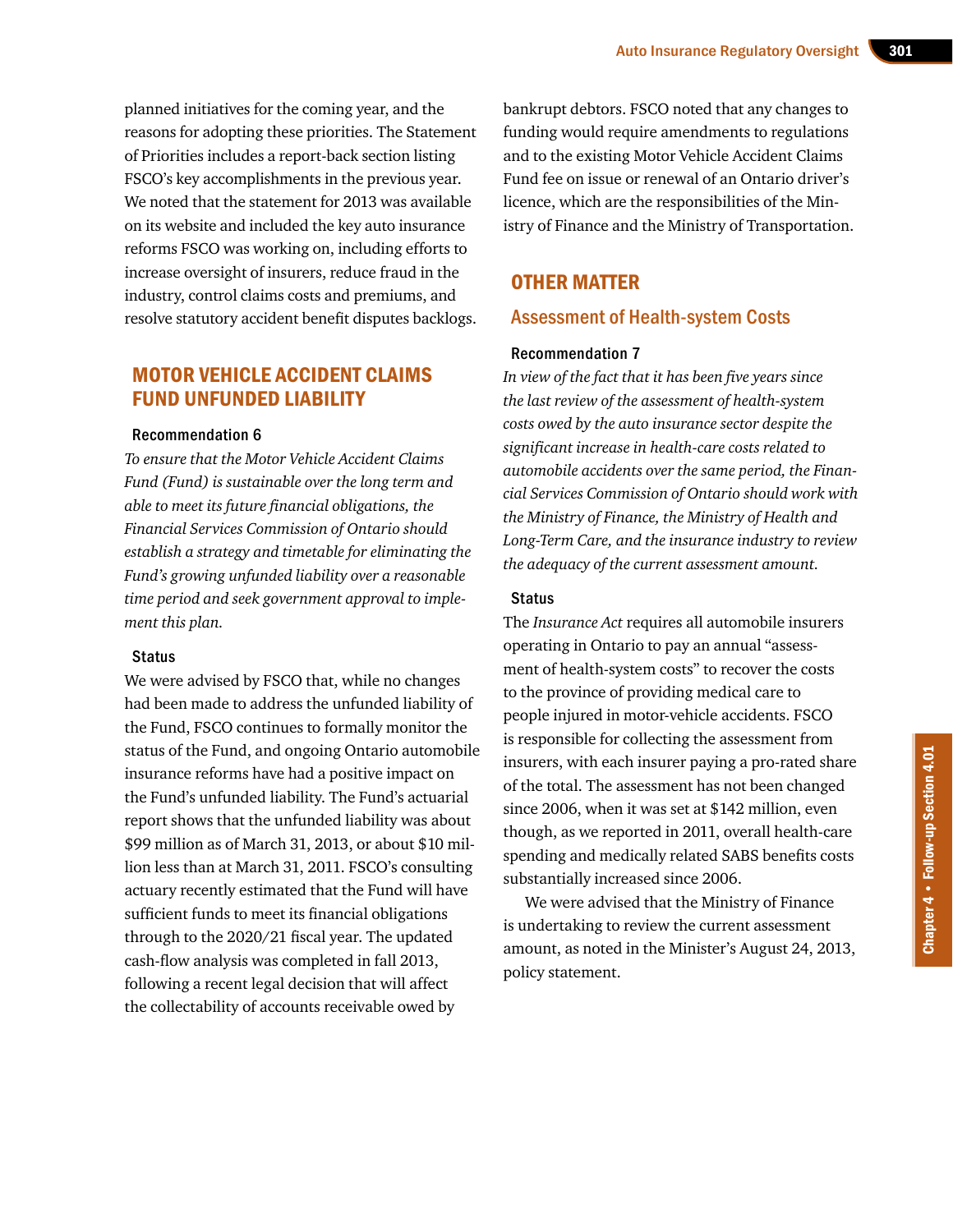planned initiatives for the coming year, and the reasons for adopting these priorities. The Statement of Priorities includes a report-back section listing FSCO's key accomplishments in the previous year. We noted that the statement for 2013 was available on its website and included the key auto insurance reforms FSCO was working on, including efforts to increase oversight of insurers, reduce fraud in the industry, control claims costs and premiums, and resolve statutory accident benefit disputes backlogs.

## MOTOR VEHICLE ACCIDENT CLAIMS FUND UNFUNDED LIABILITY

#### Recommendation 6

*To ensure that the Motor Vehicle Accident Claims Fund (Fund) is sustainable over the long term and able to meet its future financial obligations, the Financial Services Commission of Ontario should establish a strategy and timetable for eliminating the Fund's growing unfunded liability over a reasonable time period and seek government approval to implement this plan.*

#### Status

We were advised by FSCO that, while no changes had been made to address the unfunded liability of the Fund, FSCO continues to formally monitor the status of the Fund, and ongoing Ontario automobile insurance reforms have had a positive impact on the Fund's unfunded liability. The Fund's actuarial report shows that the unfunded liability was about $99 million as of March 31, 2013, or about $10 million less than at March 31, 2011. FSCO's consulting actuary recently estimated that the Fund will have sufficient funds to meet its financial obligations through to the 2020/21 fiscal year. The updated cash-flow analysis was completed in fall 2013, following a recent legal decision that will affect the collectability of accounts receivable owed by bankrupt debtors. FSCO noted that any changes to funding would require amendments to regulations and to the existing Motor Vehicle Accident Claims Fund fee on issue or renewal of an Ontario driver's licence, which are the responsibilities of the Ministry of Finance and the Ministry of Transportation.

## OTHER MATTER

### Assessment of Health-system Costs

#### Recommendation 7

*In view of the fact that it has been five years since the last review of the assessment of health-system costs owed by the auto insurance sector despite the significant increase in health-care costs related to automobile accidents over the same period, the Financial Services Commission of Ontario should work with the Ministry of Finance, the Ministry of Health and Long-Term Care, and the insurance industry to review the adequacy of the current assessment amount.*

#### Status

The *Insurance Act* requires all automobile insurers operating in Ontario to pay an annual "assessment of health-system costs" to recover the costs to the province of providing medical care to people injured in motor-vehicle accidents. FSCO is responsible for collecting the assessment from insurers, with each insurer paying a pro-rated share of the total. The assessment has not been changed since 2006, when it was set at $142 million, even though, as we reported in 2011, overall health-care spending and medically related SABS benefits costs substantially increased since 2006.

We were advised that the Ministry of Finance is undertaking to review the current assessment amount, as noted in the Minister's August 24, 2013, policy statement.